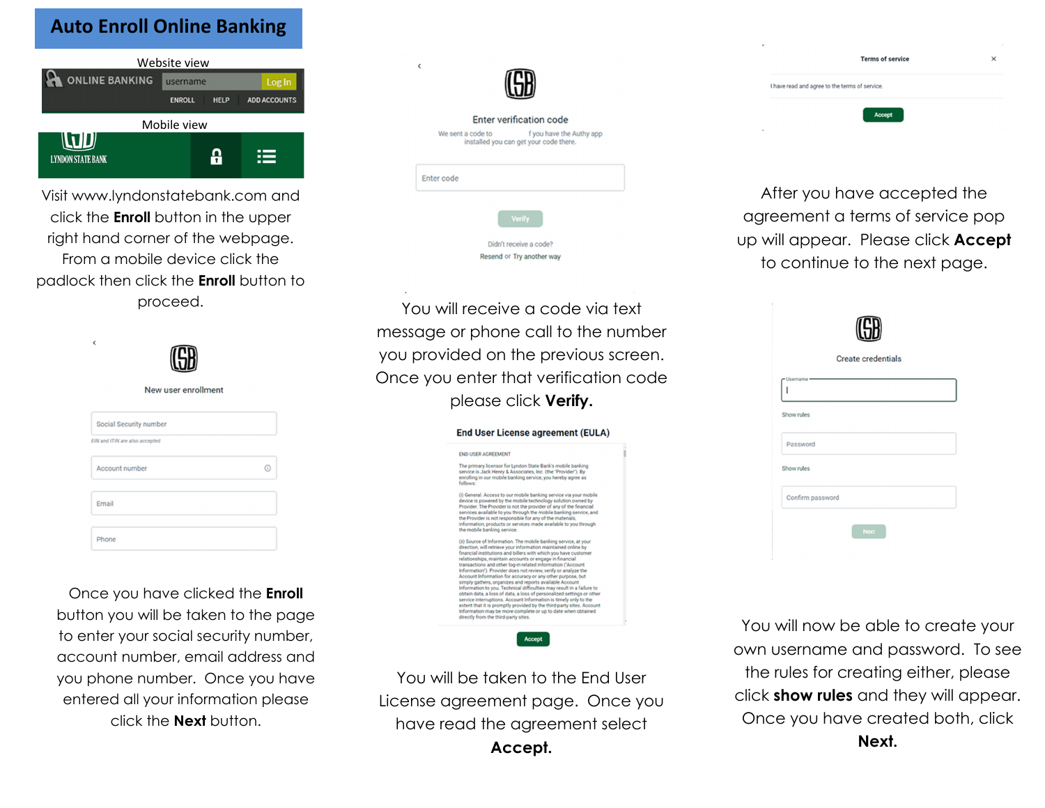# Auto Enroll Online Banking

Website view

ONLINE BANKING username Log In

ENROLL HELP ADD ACCOUNTS

Mobile view

LYNDON STATE BANK

Visit www.lyndonstatebank.com and click the **Enroll** button in the upper right hand corner of the webpage. From a mobile device click the padlock then click the **Enroll** button to proceed.

New user enrollment

Social Security number

EIN and ITIN are also accepted

Account number

Email

Phone

Once you have clicked the **Enroll** button you will be taken to the page to enter your social security number, account number, email address and you phone number. Once you have entered all your information please click the **Next** button.

Enter verification code

We sent a code to f you have the Authy app installed you can get your code there.

Enter code

Verify

Didn't receive a code?

Resend or Try another way

You will receive a code via text message or phone call to the number you provided on the previous screen. Once you enter that verification code please click **Verify.**

End User License agreement (EULA)

END USER AGREEMENT

The primary licensor for Lyndon State Bank's mobile banking service is Jack Henry & Associates, Inc. (the "Provider"). By enrolling in our mobile banking service, you hereby agree as follows:

(i) General. Access to our mobile banking service via your mobile device is powered by the mobile technology solution owned by Provider. The Provider is not the provider of any of the financial services available to you through the mobile banking service, and the Provider is not responsible for any of the materials, information, products or services made available to you through the mobile banking service.

(ii) Source of Information. The mobile banking service, at your direction, will retrieve your information maintained online by financial institutions and billers with which you have customer relationships, maintain accounts or engage in financial transactions and other log-in related information ("Account Information"). Provider does not review, verify or analyze the Account Information for accuracy or any other purpose, but simply gathers, organizes and reports available Account Information to you. Technical difficulties may result in a failure to obtain data, a loss of data, a loss of personalized settings or other service interruptions. Account Information is timely only to the extent that it is promptly provided by the third-party sites. Account Information may be more complete or up to date when obtained directly from the third-party sites.

Accept

You will be taken to the End User License agreement page. Once you have read the agreement select **Accept.**

Terms of service

I have read and agree to the terms of service.

Accept

After you have accepted the agreement a terms of service pop up will appear. Please click **Accept** to continue to the next page.

Create credentials

Username

Show rules

Password

Show rules

Confirm password

Next

You will now be able to create your own username and password. To see the rules for creating either, please click **show rules** and they will appear. Once you have created both, click **Next.**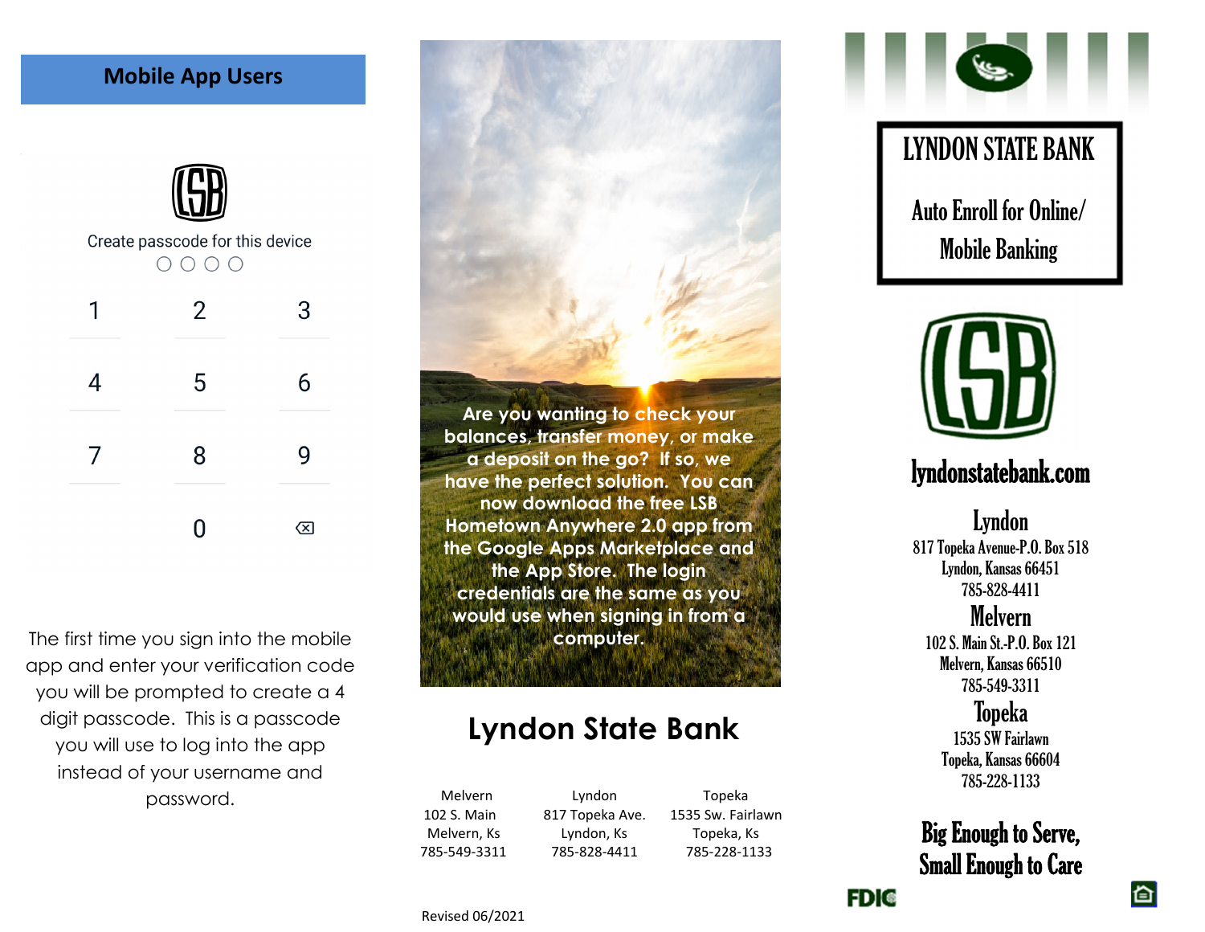## Mobile App Users

Create passcode for this device

| | | |
|---|---|---|
| 1 | 2 | 3 |
| 4 | 5 | 6 |
| 7 | 8 | 9 |
| | 0 | ⌫ |

The first time you sign into the mobile app and enter your verification code you will be prompted to create a 4 digit passcode. This is a passcode you will use to log into the app instead of your username and password.

Are you wanting to check your balances, transfer money, or make a deposit on the go? If so, we have the perfect solution. You can now download the free LSB Hometown Anywhere 2.0 app from the Google Apps Marketplace and the App Store. The login credentials are the same as you would use when signing in from a computer.

## Lyndon State Bank

| Melvern | Lyndon | Topeka |
|---|---|---|
| 102 S. Main | 817 Topeka Ave. | 1535 Sw. Fairlawn |
| Melvern, Ks | Lyndon, Ks | Topeka, Ks |
| 785-549-3311 | 785-828-4411 | 785-228-1133 |

Revised 06/2021

# LYNDON STATE BANK

## Auto Enroll for Online/ Mobile Banking

lyndonstatebank.com

**Lyndon**
817 Topeka Avenue-P.O. Box 518
Lyndon, Kansas 66451
785-828-4411

**Melvern**
102 S. Main St.-P.O. Box 121
Melvern, Kansas 66510
785-549-3311

**Topeka**
1535 SW Fairlawn
Topeka, Kansas 66604
785-228-1133

**Big Enough to Serve, Small Enough to Care**

FDIC